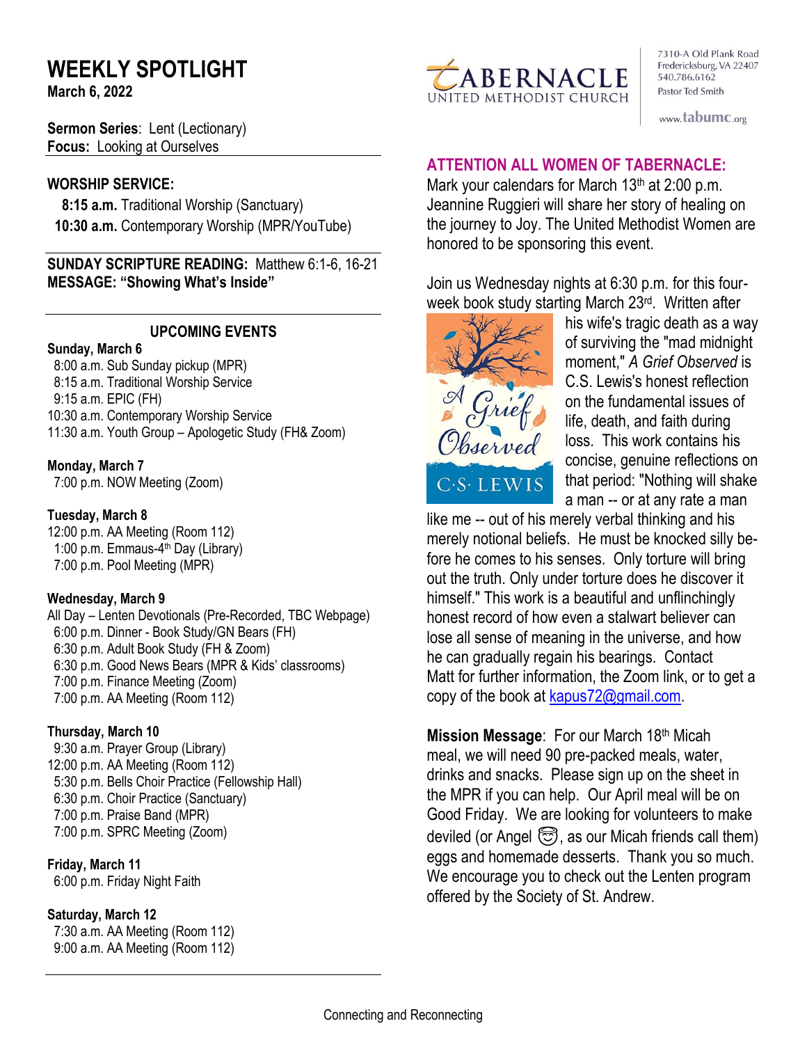# WEEKLY SPOTLIGHT

**March 6, 2022**

TABERNACLE UNITED METHODIST CHURCH

7310-A Old Plank Road
Fredericksburg, VA 22407
540.786.6162
Pastor Ted Smith

www.tabumc.org

**Sermon Series**: Lent (Lectionary)
**Focus:** Looking at Ourselves

**WORSHIP SERVICE:**

**8:15 a.m.** Traditional Worship (Sanctuary)
**10:30 a.m.** Contemporary Worship (MPR/YouTube)

**SUNDAY SCRIPTURE READING:** Matthew 6:1-6, 16-21
**MESSAGE: "Showing What's Inside"**

## UPCOMING EVENTS

**Sunday, March 6**
8:00 a.m. Sub Sunday pickup (MPR)
8:15 a.m. Traditional Worship Service
9:15 a.m. EPIC (FH)
10:30 a.m. Contemporary Worship Service
11:30 a.m. Youth Group – Apologetic Study (FH& Zoom)

**Monday, March 7**
7:00 p.m. NOW Meeting (Zoom)

**Tuesday, March 8**
12:00 p.m. AA Meeting (Room 112)
1:00 p.m. Emmaus-4th Day (Library)
7:00 p.m. Pool Meeting (MPR)

**Wednesday, March 9**
All Day – Lenten Devotionals (Pre-Recorded, TBC Webpage)
6:00 p.m. Dinner - Book Study/GN Bears (FH)
6:30 p.m. Adult Book Study (FH & Zoom)
6:30 p.m. Good News Bears (MPR & Kids' classrooms)
7:00 p.m. Finance Meeting (Zoom)
7:00 p.m. AA Meeting (Room 112)

**Thursday, March 10**
9:30 a.m. Prayer Group (Library)
12:00 p.m. AA Meeting (Room 112)
5:30 p.m. Bells Choir Practice (Fellowship Hall)
6:30 p.m. Choir Practice (Sanctuary)
7:00 p.m. Praise Band (MPR)
7:00 p.m. SPRC Meeting (Zoom)

**Friday, March 11**
6:00 p.m. Friday Night Faith

**Saturday, March 12**
7:30 a.m. AA Meeting (Room 112)
9:00 a.m. AA Meeting (Room 112)

## ATTENTION ALL WOMEN OF TABERNACLE:

Mark your calendars for March 13th at 2:00 p.m. Jeannine Ruggieri will share her story of healing on the journey to Joy. The United Methodist Women are honored to be sponsoring this event.

Join us Wednesday nights at 6:30 p.m. for this four-week book study starting March 23rd. Written after his wife's tragic death as a way of surviving the "mad midnight moment," *A Grief Observed* is C.S. Lewis's honest reflection on the fundamental issues of life, death, and faith during loss. This work contains his concise, genuine reflections on that period: "Nothing will shake a man -- or at any rate a man like me -- out of his merely verbal thinking and his merely notional beliefs. He must be knocked silly before he comes to his senses. Only torture will bring out the truth. Only under torture does he discover it himself." This work is a beautiful and unflinchingly honest record of how even a stalwart believer can lose all sense of meaning in the universe, and how he can gradually regain his bearings. Contact Matt for further information, the Zoom link, or to get a copy of the book at kapus72@gmail.com.

**Mission Message**: For our March 18th Micah meal, we will need 90 pre-packed meals, water, drinks and snacks. Please sign up on the sheet in the MPR if you can help. Our April meal will be on Good Friday. We are looking for volunteers to make deviled (or Angel 😇, as our Micah friends call them) eggs and homemade desserts. Thank you so much. We encourage you to check out the Lenten program offered by the Society of St. Andrew.

Connecting and Reconnecting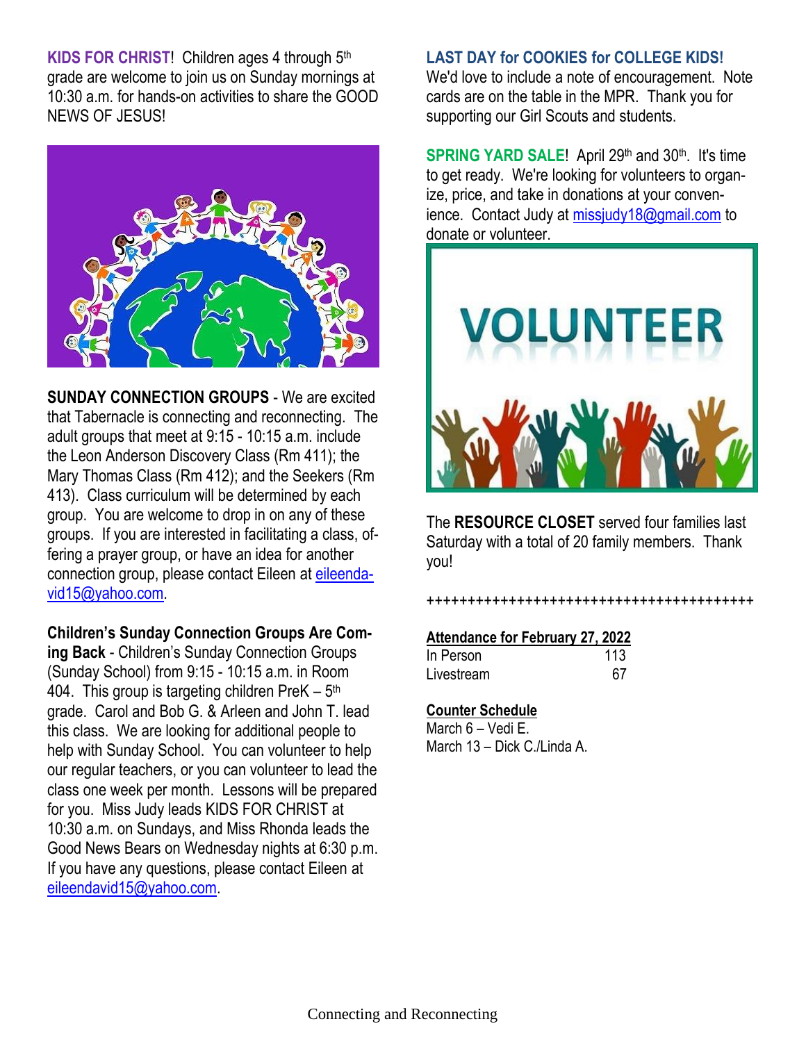**KIDS FOR CHRIST**! Children ages 4 through 5th grade are welcome to join us on Sunday mornings at 10:30 a.m. for hands-on activities to share the GOOD NEWS OF JESUS!

**SUNDAY CONNECTION GROUPS** - We are excited that Tabernacle is connecting and reconnecting. The adult groups that meet at 9:15 - 10:15 a.m. include the Leon Anderson Discovery Class (Rm 411); the Mary Thomas Class (Rm 412); and the Seekers (Rm 413). Class curriculum will be determined by each group. You are welcome to drop in on any of these groups. If you are interested in facilitating a class, offering a prayer group, or have an idea for another connection group, please contact Eileen at eileendavid15@yahoo.com.

**Children's Sunday Connection Groups Are Coming Back** - Children's Sunday Connection Groups (Sunday School) from 9:15 - 10:15 a.m. in Room 404. This group is targeting children PreK – 5th grade. Carol and Bob G. & Arleen and John T. lead this class. We are looking for additional people to help with Sunday School. You can volunteer to help our regular teachers, or you can volunteer to lead the class one week per month. Lessons will be prepared for you. Miss Judy leads KIDS FOR CHRIST at 10:30 a.m. on Sundays, and Miss Rhonda leads the Good News Bears on Wednesday nights at 6:30 p.m. If you have any questions, please contact Eileen at eileendavid15@yahoo.com.

**LAST DAY for COOKIES for COLLEGE KIDS!**
We'd love to include a note of encouragement. Note cards are on the table in the MPR. Thank you for supporting our Girl Scouts and students.

**SPRING YARD SALE**! April 29th and 30th. It's time to get ready. We're looking for volunteers to organize, price, and take in donations at your convenience. Contact Judy at missjudy18@gmail.com to donate or volunteer.

The **RESOURCE CLOSET** served four families last Saturday with a total of 20 family members. Thank you!

++++++++++++++++++++++++++++++++++++++++++

**Attendance for February 27, 2022**

| | |
|---|---|
| In Person | 113 |
| Livestream | 67 |

**Counter Schedule**

March 6 – Vedi E.
March 13 – Dick C./Linda A.